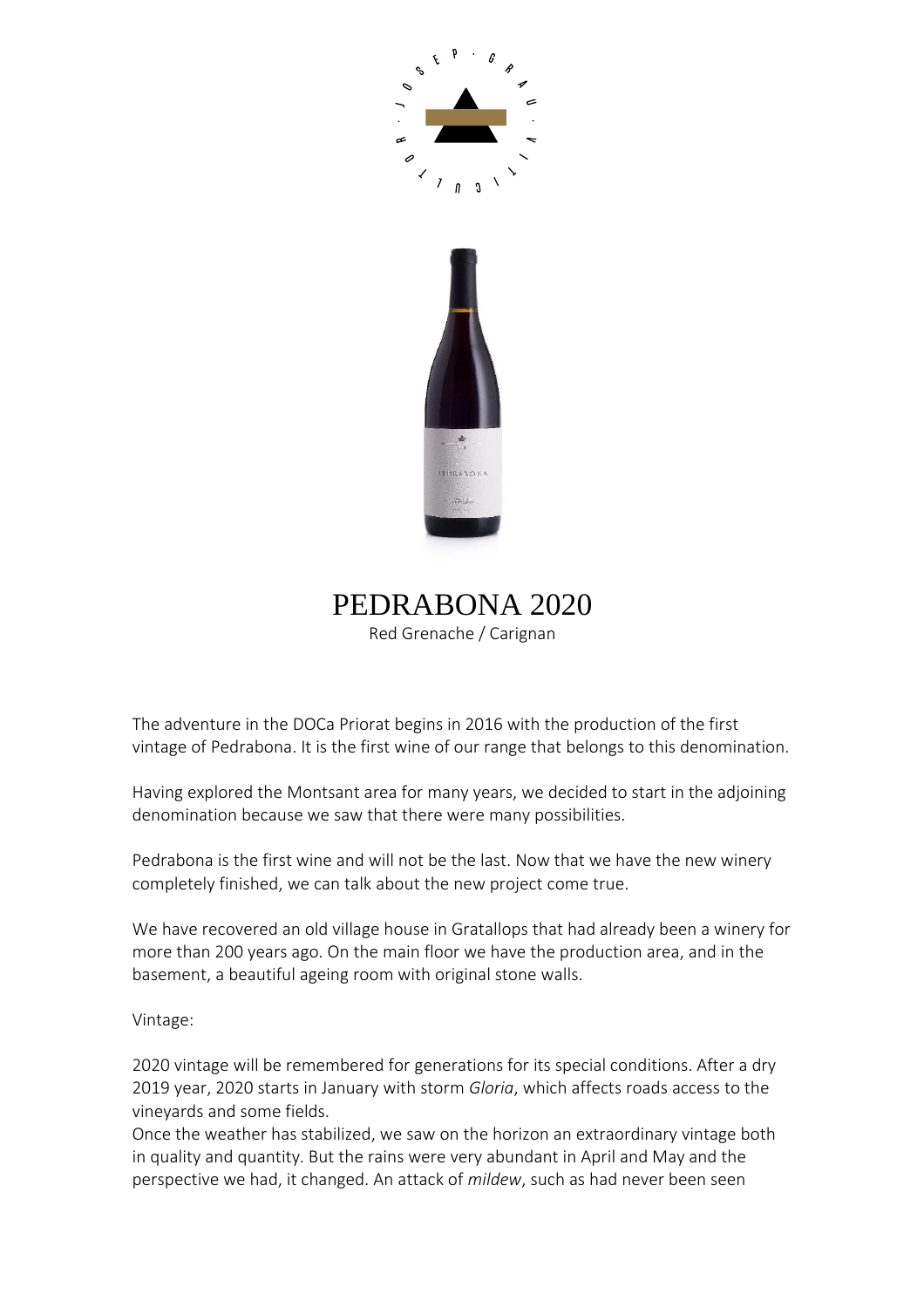# PEDRABONA 2020

Red Grenache / Carignan

The adventure in the DOCa Priorat begins in 2016 with the production of the first vintage of Pedrabona. It is the first wine of our range that belongs to this denomination.

Having explored the Montsant area for many years, we decided to start in the adjoining denomination because we saw that there were many possibilities.

Pedrabona is the first wine and will not be the last. Now that we have the new winery completely finished, we can talk about the new project come true.

We have recovered an old village house in Gratallops that had already been a winery for more than 200 years ago. On the main floor we have the production area, and in the basement, a beautiful ageing room with original stone walls.

Vintage:

2020 vintage will be remembered for generations for its special conditions. After a dry 2019 year, 2020 starts in January with storm *Gloria*, which affects roads access to the vineyards and some fields.
Once the weather has stabilized, we saw on the horizon an extraordinary vintage both in quality and quantity. But the rains were very abundant in April and May and the perspective we had, it changed. An attack of *mildew*, such as had never been seen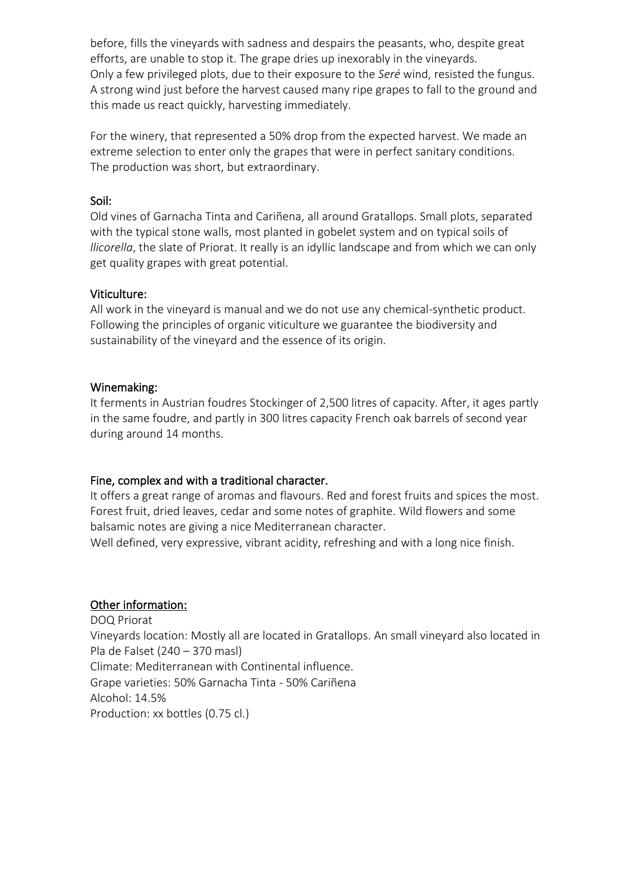before, fills the vineyards with sadness and despairs the peasants, who, despite great efforts, are unable to stop it. The grape dries up inexorably in the vineyards.
Only a few privileged plots, due to their exposure to the *Seré* wind, resisted the fungus. A strong wind just before the harvest caused many ripe grapes to fall to the ground and this made us react quickly, harvesting immediately.

For the winery, that represented a 50% drop from the expected harvest. We made an extreme selection to enter only the grapes that were in perfect sanitary conditions. The production was short, but extraordinary.

## Soil:

Old vines of Garnacha Tinta and Cariñena, all around Gratallops. Small plots, separated with the typical stone walls, most planted in gobelet system and on typical soils of *llicorella*, the slate of Priorat. It really is an idyllic landscape and from which we can only get quality grapes with great potential.

## Viticulture:

All work in the vineyard is manual and we do not use any chemical-synthetic product. Following the principles of organic viticulture we guarantee the biodiversity and sustainability of the vineyard and the essence of its origin.

## Winemaking:

It ferments in Austrian foudres Stockinger of 2,500 litres of capacity. After, it ages partly in the same foudre, and partly in 300 litres capacity French oak barrels of second year during around 14 months.

## Fine, complex and with a traditional character.

It offers a great range of aromas and flavours. Red and forest fruits and spices the most. Forest fruit, dried leaves, cedar and some notes of graphite. Wild flowers and some balsamic notes are giving a nice Mediterranean character.
Well defined, very expressive, vibrant acidity, refreshing and with a long nice finish.

## Other information:

DOQ Priorat
Vineyards location: Mostly all are located in Gratallops. An small vineyard also located in Pla de Falset (240 – 370 masl)
Climate: Mediterranean with Continental influence.
Grape varieties: 50% Garnacha Tinta - 50% Cariñena
Alcohol: 14.5%
Production: xx bottles (0.75 cl.)